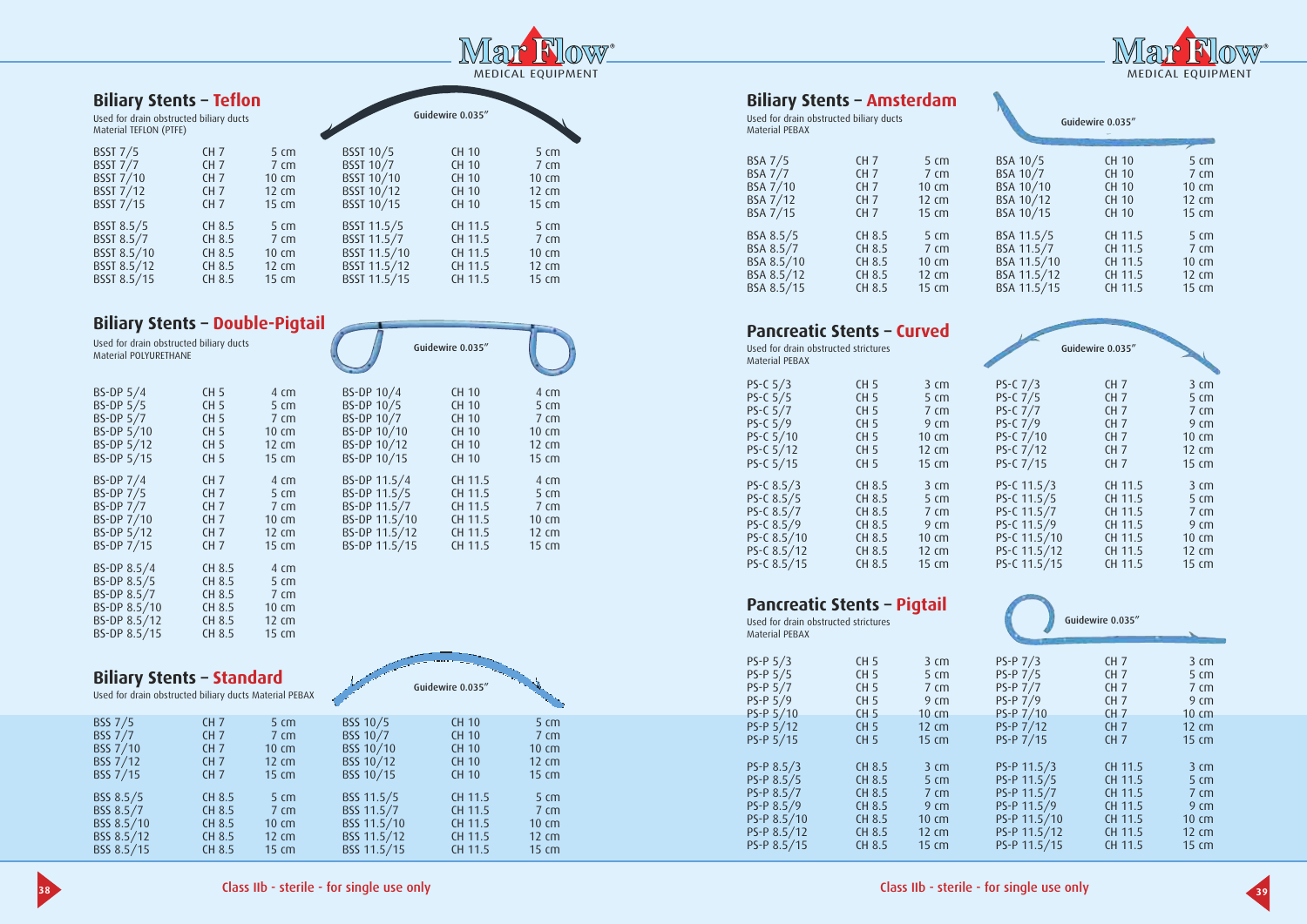## Biliary Stents – Teflon

Used for drain obstructed biliary ducts
Material TEFLON (PTFE)

Guidewire 0.035"

| | | | | | |
|---|---|---|---|---|---|
| BSST 7/5 | CH 7 | 5 cm | BSST 10/5 | CH 10 | 5 cm |
| BSST 7/7 | CH 7 | 7 cm | BSST 10/7 | CH 10 | 7 cm |
| BSST 7/10 | CH 7 | 10 cm | BSST 10/10 | CH 10 | 10 cm |
| BSST 7/12 | CH 7 | 12 cm | BSST 10/12 | CH 10 | 12 cm |
| BSST 7/15 | CH 7 | 15 cm | BSST 10/15 | CH 10 | 15 cm |
| BSST 8.5/5 | CH 8.5 | 5 cm | BSST 11.5/5 | CH 11.5 | 5 cm |
| BSST 8.5/7 | CH 8.5 | 7 cm | BSST 11.5/7 | CH 11.5 | 7 cm |
| BSST 8.5/10 | CH 8.5 | 10 cm | BSST 11.5/10 | CH 11.5 | 10 cm |
| BSST 8.5/12 | CH 8.5 | 12 cm | BSST 11.5/12 | CH 11.5 | 12 cm |
| BSST 8.5/15 | CH 8.5 | 15 cm | BSST 11.5/15 | CH 11.5 | 15 cm |

## Biliary Stents – Double-Pigtail

Used for drain obstructed biliary ducts
Material POLYURETHANE

Guidewire 0.035"

| | | | | | |
|---|---|---|---|---|---|
| BS-DP 5/4 | CH 5 | 4 cm | BS-DP 10/4 | CH 10 | 4 cm |
| BS-DP 5/5 | CH 5 | 5 cm | BS-DP 10/5 | CH 10 | 5 cm |
| BS-DP 5/7 | CH 5 | 7 cm | BS-DP 10/7 | CH 10 | 7 cm |
| BS-DP 5/10 | CH 5 | 10 cm | BS-DP 10/10 | CH 10 | 10 cm |
| BS-DP 5/12 | CH 5 | 12 cm | BS-DP 10/12 | CH 10 | 12 cm |
| BS-DP 5/15 | CH 5 | 15 cm | BS-DP 10/15 | CH 10 | 15 cm |
| BS-DP 7/4 | CH 7 | 4 cm | BS-DP 11.5/4 | CH 11.5 | 4 cm |
| BS-DP 7/5 | CH 7 | 5 cm | BS-DP 11.5/5 | CH 11.5 | 5 cm |
| BS-DP 7/7 | CH 7 | 7 cm | BS-DP 11.5/7 | CH 11.5 | 7 cm |
| BS-DP 7/10 | CH 7 | 10 cm | BS-DP 11.5/10 | CH 11.5 | 10 cm |
| BS-DP 5/12 | CH 7 | 12 cm | BS-DP 11.5/12 | CH 11.5 | 12 cm |
| BS-DP 7/15 | CH 7 | 15 cm | BS-DP 11.5/15 | CH 11.5 | 15 cm |
| BS-DP 8.5/4 | CH 8.5 | 4 cm | | | |
| BS-DP 8.5/5 | CH 8.5 | 5 cm | | | |
| BS-DP 8.5/7 | CH 8.5 | 7 cm | | | |
| BS-DP 8.5/10 | CH 8.5 | 10 cm | | | |
| BS-DP 8.5/12 | CH 8.5 | 12 cm | | | |
| BS-DP 8.5/15 | CH 8.5 | 15 cm | | | |

## Biliary Stents – Standard

Used for drain obstructed biliary ducts Material PEBAX

Guidewire 0.035"

| | | | | | |
|---|---|---|---|---|---|
| BSS 7/5 | CH 7 | 5 cm | BSS 10/5 | CH 10 | 5 cm |
| BSS 7/7 | CH 7 | 7 cm | BSS 10/7 | CH 10 | 7 cm |
| BSS 7/10 | CH 7 | 10 cm | BSS 10/10 | CH 10 | 10 cm |
| BSS 7/12 | CH 7 | 12 cm | BSS 10/12 | CH 10 | 12 cm |
| BSS 7/15 | CH 7 | 15 cm | BSS 10/15 | CH 10 | 15 cm |
| BSS 8.5/5 | CH 8.5 | 5 cm | BSS 11.5/5 | CH 11.5 | 5 cm |
| BSS 8.5/7 | CH 8.5 | 7 cm | BSS 11.5/7 | CH 11.5 | 7 cm |
| BSS 8.5/10 | CH 8.5 | 10 cm | BSS 11.5/10 | CH 11.5 | 10 cm |
| BSS 8.5/12 | CH 8.5 | 12 cm | BSS 11.5/12 | CH 11.5 | 12 cm |
| BSS 8.5/15 | CH 8.5 | 15 cm | BSS 11.5/15 | CH 11.5 | 15 cm |

Class IIb - sterile - for single use only

## Biliary Stents – Amsterdam

Used for drain obstructed biliary ducts
Material PEBAX

Guidewire 0.035"

| | | | | | |
|---|---|---|---|---|---|
| BSA 7/5 | CH 7 | 5 cm | BSA 10/5 | CH 10 | 5 cm |
| BSA 7/7 | CH 7 | 7 cm | BSA 10/7 | CH 10 | 7 cm |
| BSA 7/10 | CH 7 | 10 cm | BSA 10/10 | CH 10 | 10 cm |
| BSA 7/12 | CH 7 | 12 cm | BSA 10/12 | CH 10 | 12 cm |
| BSA 7/15 | CH 7 | 15 cm | BSA 10/15 | CH 10 | 15 cm |
| BSA 8.5/5 | CH 8.5 | 5 cm | BSA 11.5/5 | CH 11.5 | 5 cm |
| BSA 8.5/7 | CH 8.5 | 7 cm | BSA 11.5/7 | CH 11.5 | 7 cm |
| BSA 8.5/10 | CH 8.5 | 10 cm | BSA 11.5/10 | CH 11.5 | 10 cm |
| BSA 8.5/12 | CH 8.5 | 12 cm | BSA 11.5/12 | CH 11.5 | 12 cm |
| BSA 8.5/15 | CH 8.5 | 15 cm | BSA 11.5/15 | CH 11.5 | 15 cm |

## Pancreatic Stents – Curved

Used for drain obstructed strictures
Material PEBAX

Guidewire 0.035"

| | | | | | |
|---|---|---|---|---|---|
| PS-C 5/3 | CH 5 | 3 cm | PS-C 7/3 | CH 7 | 3 cm |
| PS-C 5/5 | CH 5 | 5 cm | PS-C 7/5 | CH 7 | 5 cm |
| PS-C 5/7 | CH 5 | 7 cm | PS-C 7/7 | CH 7 | 7 cm |
| PS-C 5/9 | CH 5 | 9 cm | PS-C 7/9 | CH 7 | 9 cm |
| PS-C 5/10 | CH 5 | 10 cm | PS-C 7/10 | CH 7 | 10 cm |
| PS-C 5/12 | CH 5 | 12 cm | PS-C 7/12 | CH 7 | 12 cm |
| PS-C 5/15 | CH 5 | 15 cm | PS-C 7/15 | CH 7 | 15 cm |
| PS-C 8.5/3 | CH 8.5 | 3 cm | PS-C 11.5/3 | CH 11.5 | 3 cm |
| PS-C 8.5/5 | CH 8.5 | 5 cm | PS-C 11.5/5 | CH 11.5 | 5 cm |
| PS-C 8.5/7 | CH 8.5 | 7 cm | PS-C 11.5/7 | CH 11.5 | 7 cm |
| PS-C 8.5/9 | CH 8.5 | 9 cm | PS-C 11.5/9 | CH 11.5 | 9 cm |
| PS-C 8.5/10 | CH 8.5 | 10 cm | PS-C 11.5/10 | CH 11.5 | 10 cm |
| PS-C 8.5/12 | CH 8.5 | 12 cm | PS-C 11.5/12 | CH 11.5 | 12 cm |
| PS-C 8.5/15 | CH 8.5 | 15 cm | PS-C 11.5/15 | CH 11.5 | 15 cm |

## Pancreatic Stents – Pigtail

Used for drain obstructed strictures
Material PEBAX

Guidewire 0.035"

| | | | | | |
|---|---|---|---|---|---|
| PS-P 5/3 | CH 5 | 3 cm | PS-P 7/3 | CH 7 | 3 cm |
| PS-P 5/5 | CH 5 | 5 cm | PS-P 7/5 | CH 7 | 5 cm |
| PS-P 5/7 | CH 5 | 7 cm | PS-P 7/7 | CH 7 | 7 cm |
| PS-P 5/9 | CH 5 | 9 cm | PS-P 7/9 | CH 7 | 9 cm |
| PS-P 5/10 | CH 5 | 10 cm | PS-P 7/10 | CH 7 | 10 cm |
| PS-P 5/12 | CH 5 | 12 cm | PS-P 7/12 | CH 7 | 12 cm |
| PS-P 5/15 | CH 5 | 15 cm | PS-P 7/15 | CH 7 | 15 cm |
| PS-P 8.5/3 | CH 8.5 | 3 cm | PS-P 11.5/3 | CH 11.5 | 3 cm |
| PS-P 8.5/5 | CH 8.5 | 5 cm | PS-P 11.5/5 | CH 11.5 | 5 cm |
| PS-P 8.5/7 | CH 8.5 | 7 cm | PS-P 11.5/7 | CH 11.5 | 7 cm |
| PS-P 8.5/9 | CH 8.5 | 9 cm | PS-P 11.5/9 | CH 11.5 | 9 cm |
| PS-P 8.5/10 | CH 8.5 | 10 cm | PS-P 11.5/10 | CH 11.5 | 10 cm |
| PS-P 8.5/12 | CH 8.5 | 12 cm | PS-P 11.5/12 | CH 11.5 | 12 cm |
| PS-P 8.5/15 | CH 8.5 | 15 cm | PS-P 11.5/15 | CH 11.5 | 15 cm |

Class IIb - sterile - for single use only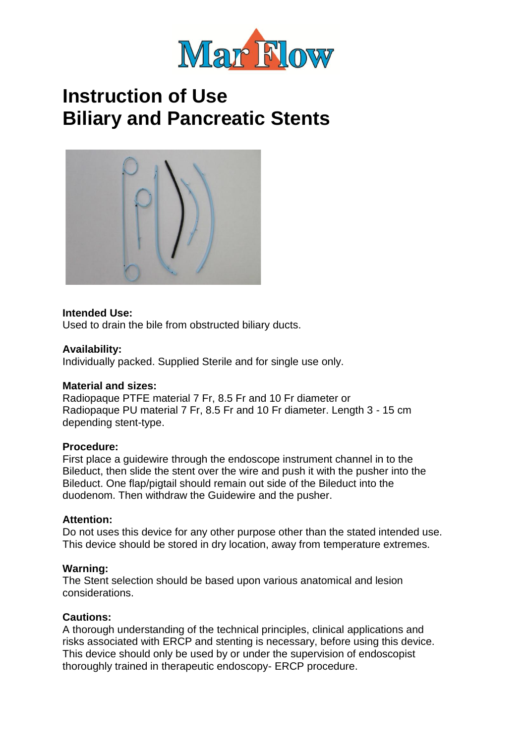# Instruction of Use
# Biliary and Pancreatic Stents

**Intended Use:**
Used to drain the bile from obstructed biliary ducts.

**Availability:**
Individually packed. Supplied Sterile and for single use only.

**Material and sizes:**
Radiopaque PTFE material 7 Fr, 8.5 Fr and 10 Fr diameter or
Radiopaque PU material 7 Fr, 8.5 Fr and 10 Fr diameter. Length 3 - 15 cm depending stent-type.

**Procedure:**
First place a guidewire through the endoscope instrument channel in to the Bileduct, then slide the stent over the wire and push it with the pusher into the Bileduct. One flap/pigtail should remain out side of the Bileduct into the duodenom. Then withdraw the Guidewire and the pusher.

**Attention:**
Do not uses this device for any other purpose other than the stated intended use.
This device should be stored in dry location, away from temperature extremes.

**Warning:**
The Stent selection should be based upon various anatomical and lesion considerations.

**Cautions:**
A thorough understanding of the technical principles, clinical applications and risks associated with ERCP and stenting is necessary, before using this device.
This device should only be used by or under the supervision of endoscopist thoroughly trained in therapeutic endoscopy- ERCP procedure.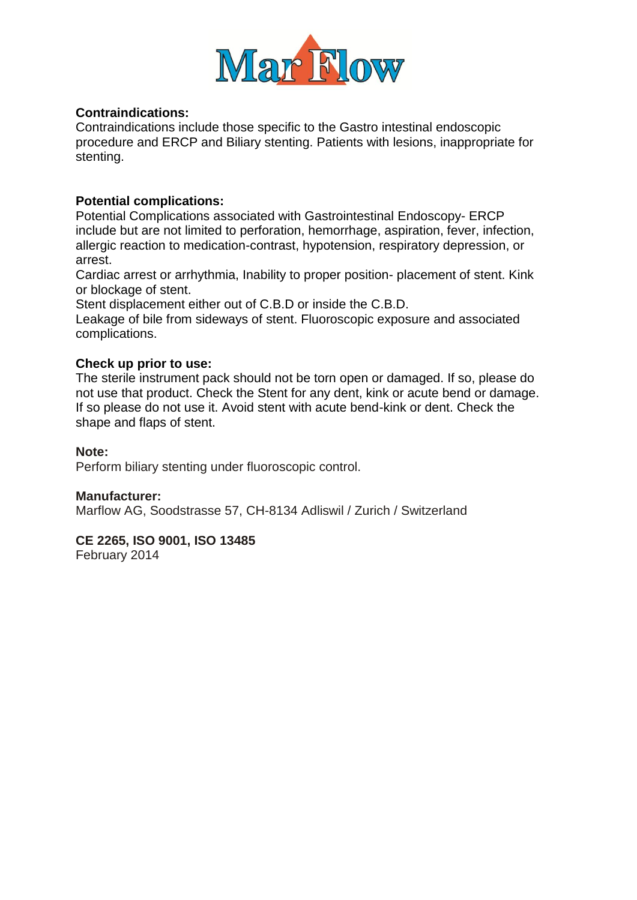**Contraindications:**
Contraindications include those specific to the Gastro intestinal endoscopic procedure and ERCP and Biliary stenting. Patients with lesions, inappropriate for stenting.

**Potential complications:**
Potential Complications associated with Gastrointestinal Endoscopy- ERCP include but are not limited to perforation, hemorrhage, aspiration, fever, infection, allergic reaction to medication-contrast, hypotension, respiratory depression, or arrest.
Cardiac arrest or arrhythmia, Inability to proper position- placement of stent. Kink or blockage of stent.
Stent displacement either out of C.B.D or inside the C.B.D.
Leakage of bile from sideways of stent. Fluoroscopic exposure and associated complications.

**Check up prior to use:**
The sterile instrument pack should not be torn open or damaged. If so, please do not use that product. Check the Stent for any dent, kink or acute bend or damage. If so please do not use it. Avoid stent with acute bend-kink or dent. Check the shape and flaps of stent.

**Note:**
Perform biliary stenting under fluoroscopic control.

**Manufacturer:**
Marflow AG, Soodstrasse 57, CH-8134 Adliswil / Zurich / Switzerland

**CE 2265, ISO 9001, ISO 13485**
February 2014